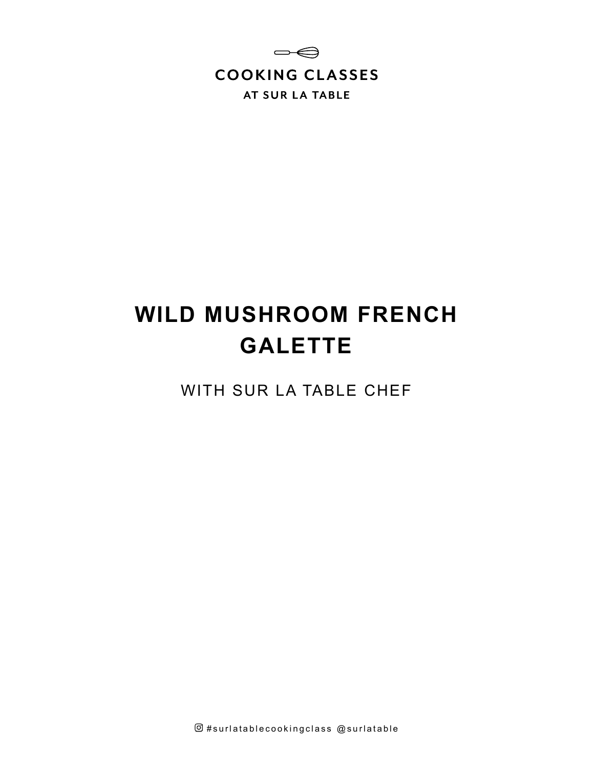COOKING CLASSES

AT SUR LA TABLE

# WILD MUSHROOM FRENCH GALETTE

WITH SUR LA TABLE CHEF

#surlatablecookingclass @surlatable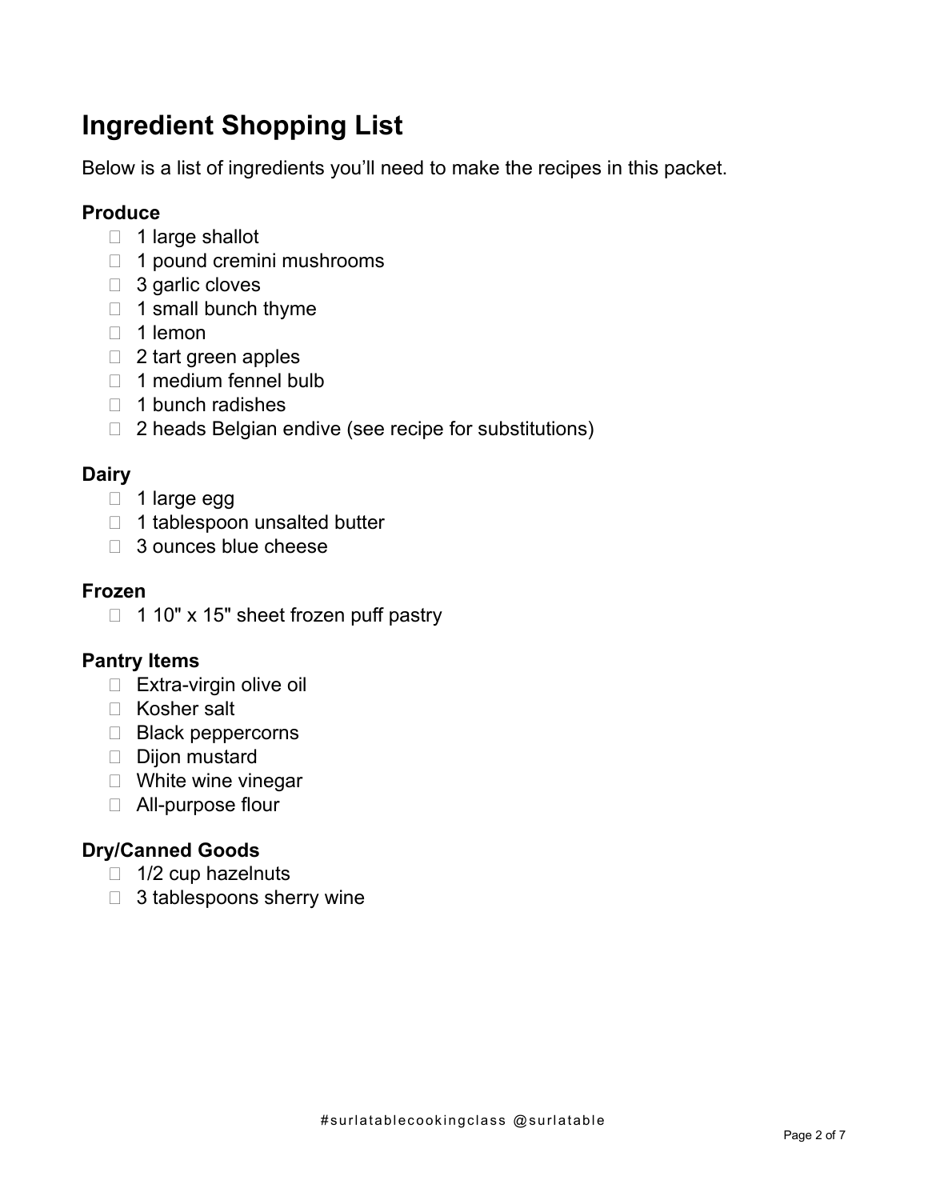# Ingredient Shopping List

Below is a list of ingredients you'll need to make the recipes in this packet.

### Produce

- [ ] 1 large shallot
- [ ] 1 pound cremini mushrooms
- [ ] 3 garlic cloves
- [ ] 1 small bunch thyme
- [ ] 1 lemon
- [ ] 2 tart green apples
- [ ] 1 medium fennel bulb
- [ ] 1 bunch radishes
- [ ] 2 heads Belgian endive (see recipe for substitutions)

### Dairy

- [ ] 1 large egg
- [ ] 1 tablespoon unsalted butter
- [ ] 3 ounces blue cheese

### Frozen

- [ ] 1 10" x 15" sheet frozen puff pastry

### Pantry Items

- [ ] Extra-virgin olive oil
- [ ] Kosher salt
- [ ] Black peppercorns
- [ ] Dijon mustard
- [ ] White wine vinegar
- [ ] All-purpose flour

### Dry/Canned Goods

- [ ] 1/2 cup hazelnuts
- [ ] 3 tablespoons sherry wine

#surlatablecookingclass @surlatable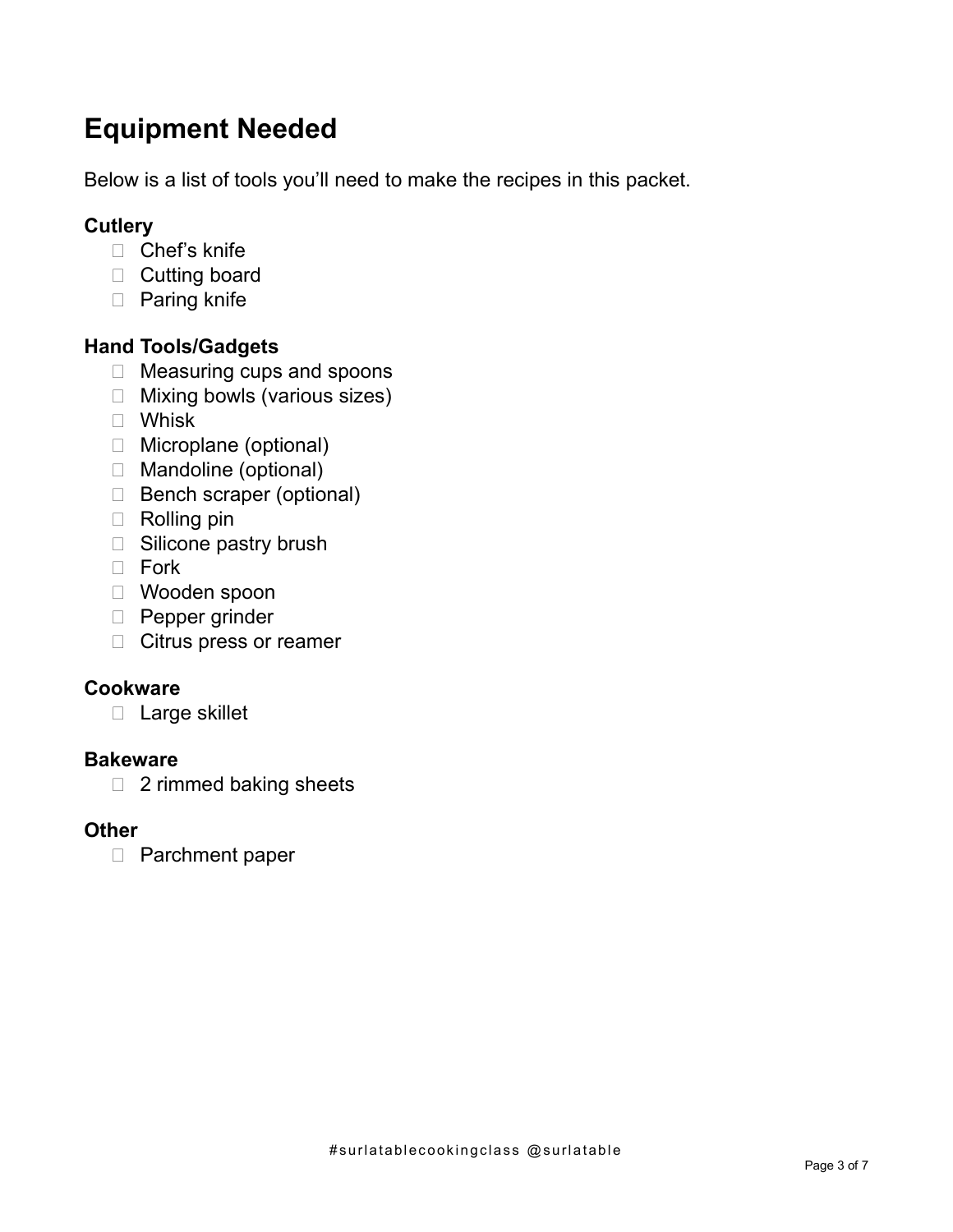# Equipment Needed

Below is a list of tools you'll need to make the recipes in this packet.

**Cutlery**

- Chef's knife
- Cutting board
- Paring knife

**Hand Tools/Gadgets**

- Measuring cups and spoons
- Mixing bowls (various sizes)
- Whisk
- Microplane (optional)
- Mandoline (optional)
- Bench scraper (optional)
- Rolling pin
- Silicone pastry brush
- Fork
- Wooden spoon
- Pepper grinder
- Citrus press or reamer

**Cookware**

- Large skillet

**Bakeware**

- 2 rimmed baking sheets

**Other**

- Parchment paper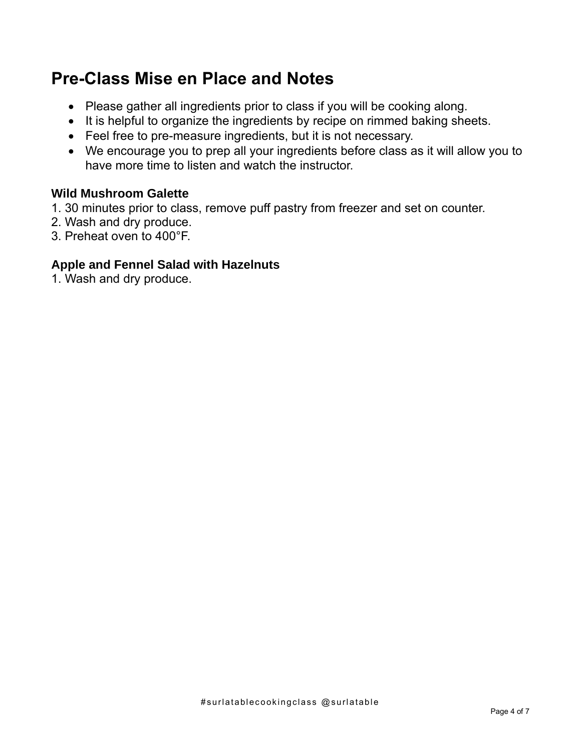## Pre-Class Mise en Place and Notes

- Please gather all ingredients prior to class if you will be cooking along.
- It is helpful to organize the ingredients by recipe on rimmed baking sheets.
- Feel free to pre-measure ingredients, but it is not necessary.
- We encourage you to prep all your ingredients before class as it will allow you to have more time to listen and watch the instructor.

**Wild Mushroom Galette**

1. 30 minutes prior to class, remove puff pastry from freezer and set on counter.
2. Wash and dry produce.
3. Preheat oven to 400°F.

**Apple and Fennel Salad with Hazelnuts**

1. Wash and dry produce.

#surlatablecookingclass @surlatable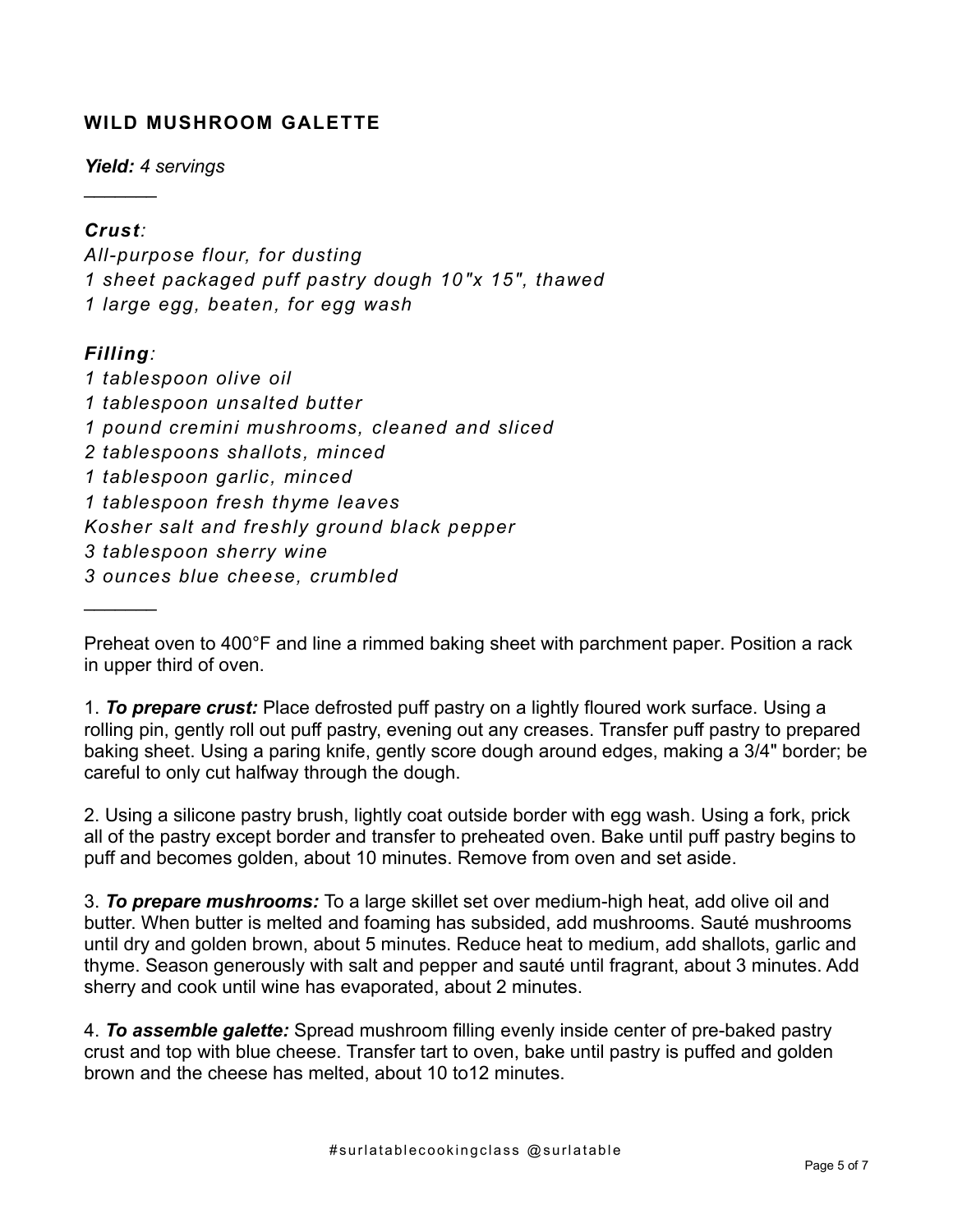## WILD MUSHROOM GALETTE

***Yield:*** *4 servings*

---

***Crust:***

*All-purpose flour, for dusting*
*1 sheet packaged puff pastry dough 10"x 15", thawed*
*1 large egg, beaten, for egg wash*

***Filling:***

*1 tablespoon olive oil*
*1 tablespoon unsalted butter*
*1 pound cremini mushrooms, cleaned and sliced*
*2 tablespoons shallots, minced*
*1 tablespoon garlic, minced*
*1 tablespoon fresh thyme leaves*
*Kosher salt and freshly ground black pepper*
*3 tablespoon sherry wine*
*3 ounces blue cheese, crumbled*

---

Preheat oven to 400°F and line a rimmed baking sheet with parchment paper. Position a rack in upper third of oven.

1. ***To prepare crust:*** Place defrosted puff pastry on a lightly floured work surface. Using a rolling pin, gently roll out puff pastry, evening out any creases. Transfer puff pastry to prepared baking sheet. Using a paring knife, gently score dough around edges, making a 3/4" border; be careful to only cut halfway through the dough.

2. Using a silicone pastry brush, lightly coat outside border with egg wash. Using a fork, prick all of the pastry except border and transfer to preheated oven. Bake until puff pastry begins to puff and becomes golden, about 10 minutes. Remove from oven and set aside.

3. ***To prepare mushrooms:*** To a large skillet set over medium-high heat, add olive oil and butter. When butter is melted and foaming has subsided, add mushrooms. Sauté mushrooms until dry and golden brown, about 5 minutes. Reduce heat to medium, add shallots, garlic and thyme. Season generously with salt and pepper and sauté until fragrant, about 3 minutes. Add sherry and cook until wine has evaporated, about 2 minutes.

4. ***To assemble galette:*** Spread mushroom filling evenly inside center of pre-baked pastry crust and top with blue cheese. Transfer tart to oven, bake until pastry is puffed and golden brown and the cheese has melted, about 10 to12 minutes.

#surlatablecookingclass @surlatable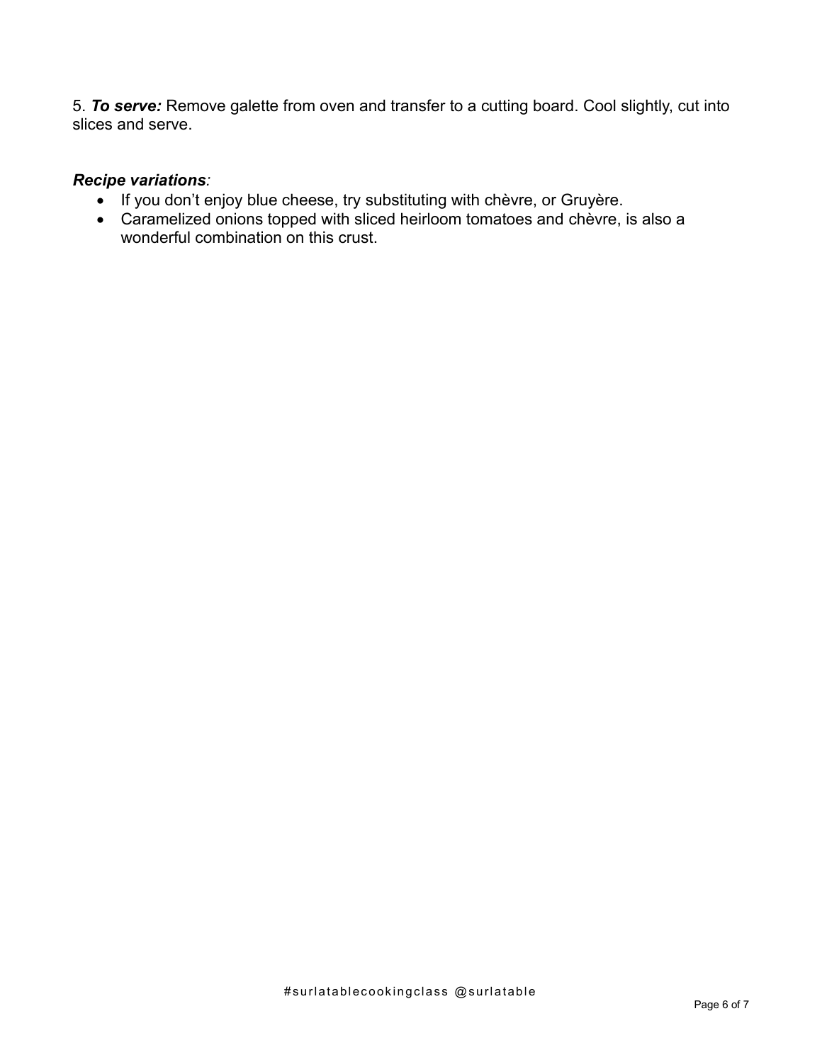5. ***To serve:*** Remove galette from oven and transfer to a cutting board. Cool slightly, cut into slices and serve.

***Recipe variations**:*

- If you don't enjoy blue cheese, try substituting with chèvre, or Gruyère.
- Caramelized onions topped with sliced heirloom tomatoes and chèvre, is also a wonderful combination on this crust.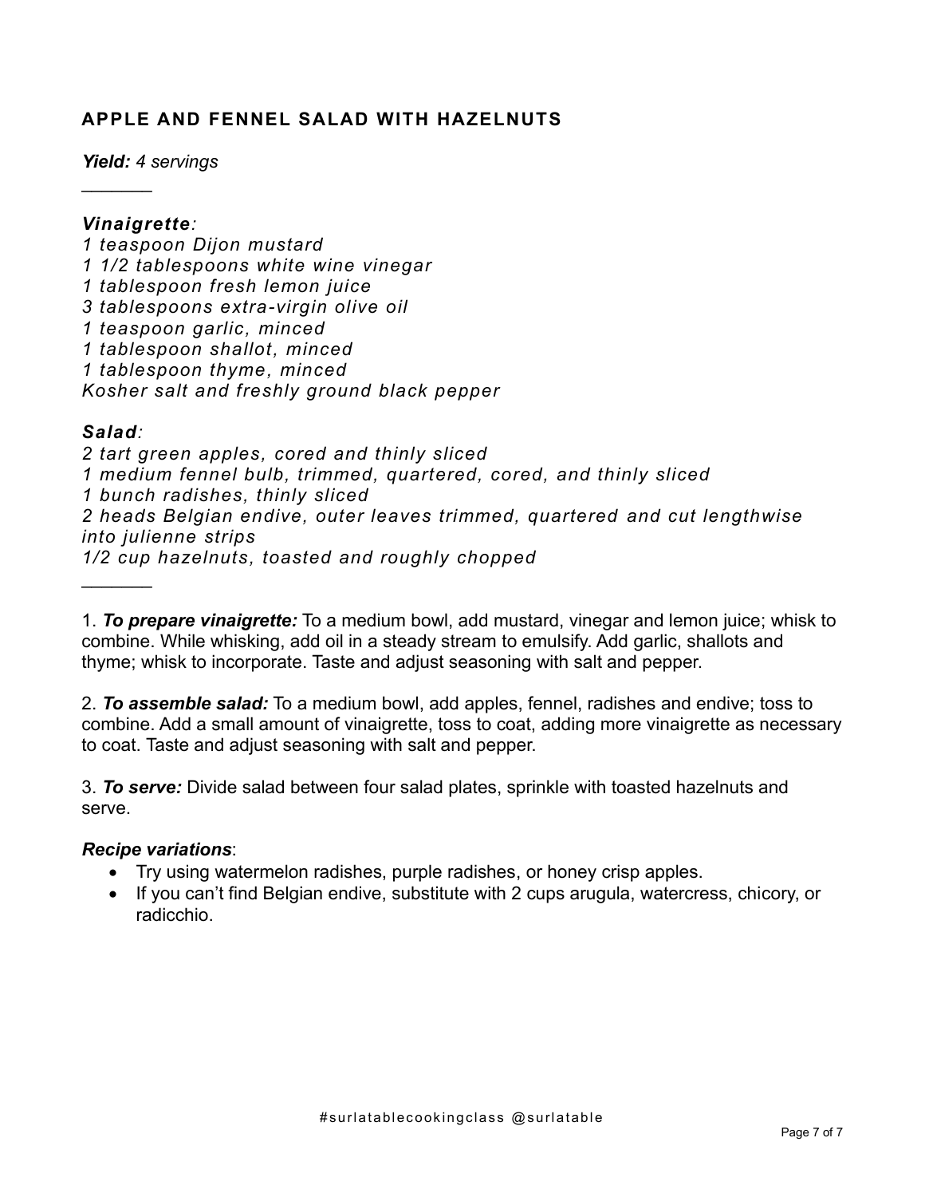## APPLE AND FENNEL SALAD WITH HAZELNUTS

***Yield:*** *4 servings*

---

***Vinaigrette:***
*1 teaspoon Dijon mustard*
*1 1/2 tablespoons white wine vinegar*
*1 tablespoon fresh lemon juice*
*3 tablespoons extra-virgin olive oil*
*1 teaspoon garlic, minced*
*1 tablespoon shallot, minced*
*1 tablespoon thyme, minced*
*Kosher salt and freshly ground black pepper*

***Salad:***
*2 tart green apples, cored and thinly sliced*
*1 medium fennel bulb, trimmed, quartered, cored, and thinly sliced*
*1 bunch radishes, thinly sliced*
*2 heads Belgian endive, outer leaves trimmed, quartered and cut lengthwise into julienne strips*
*1/2 cup hazelnuts, toasted and roughly chopped*

---

1. ***To prepare vinaigrette:*** To a medium bowl, add mustard, vinegar and lemon juice; whisk to combine. While whisking, add oil in a steady stream to emulsify. Add garlic, shallots and thyme; whisk to incorporate. Taste and adjust seasoning with salt and pepper.

2. ***To assemble salad:*** To a medium bowl, add apples, fennel, radishes and endive; toss to combine. Add a small amount of vinaigrette, toss to coat, adding more vinaigrette as necessary to coat. Taste and adjust seasoning with salt and pepper.

3. ***To serve:*** Divide salad between four salad plates, sprinkle with toasted hazelnuts and serve.

***Recipe variations***:

- Try using watermelon radishes, purple radishes, or honey crisp apples.
- If you can't find Belgian endive, substitute with 2 cups arugula, watercress, chicory, or radicchio.

#surlatablecookingclass @surlatable